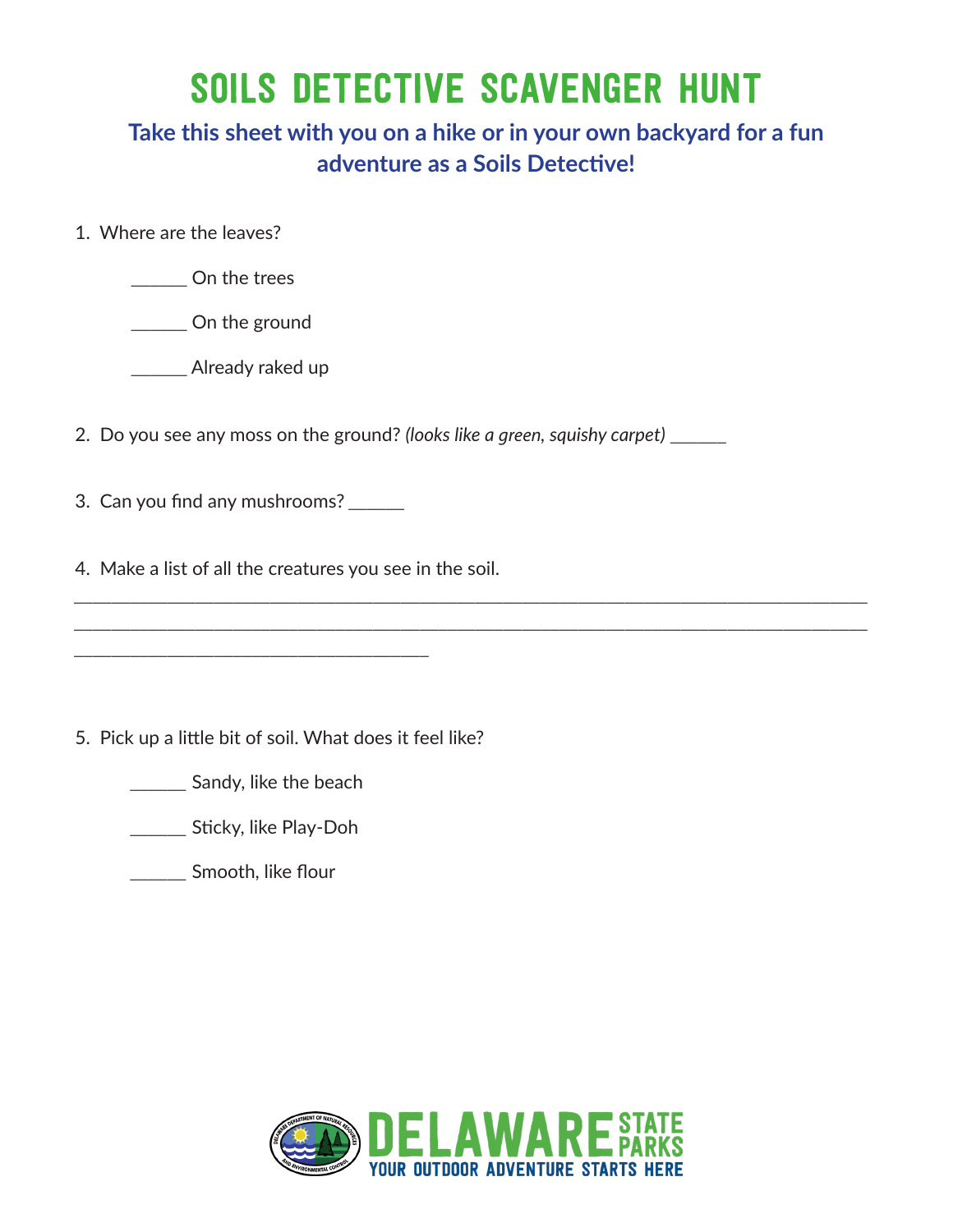# SOILS DETECTIVE SCAVENGER HUNT

**Take this sheet with you on a hike or in your own backyard for a fun adventure as a Soils Detective!**

1. Where are the leaves?

    ______ On the trees

    ______ On the ground

    ______ Already raked up

2. Do you see any moss on the ground? *(looks like a green, squishy carpet)* ______

3. Can you find any mushrooms? ______

4. Make a list of all the creatures you see in the soil.

________________________________________________________________________________
________________________________________________________________________________
____________________________________

5. Pick up a little bit of soil. What does it feel like?

    ______ Sandy, like the beach

    ______ Sticky, like Play-Doh

    ______ Smooth, like flour

DELAWARE STATE PARKS
YOUR OUTDOOR ADVENTURE STARTS HERE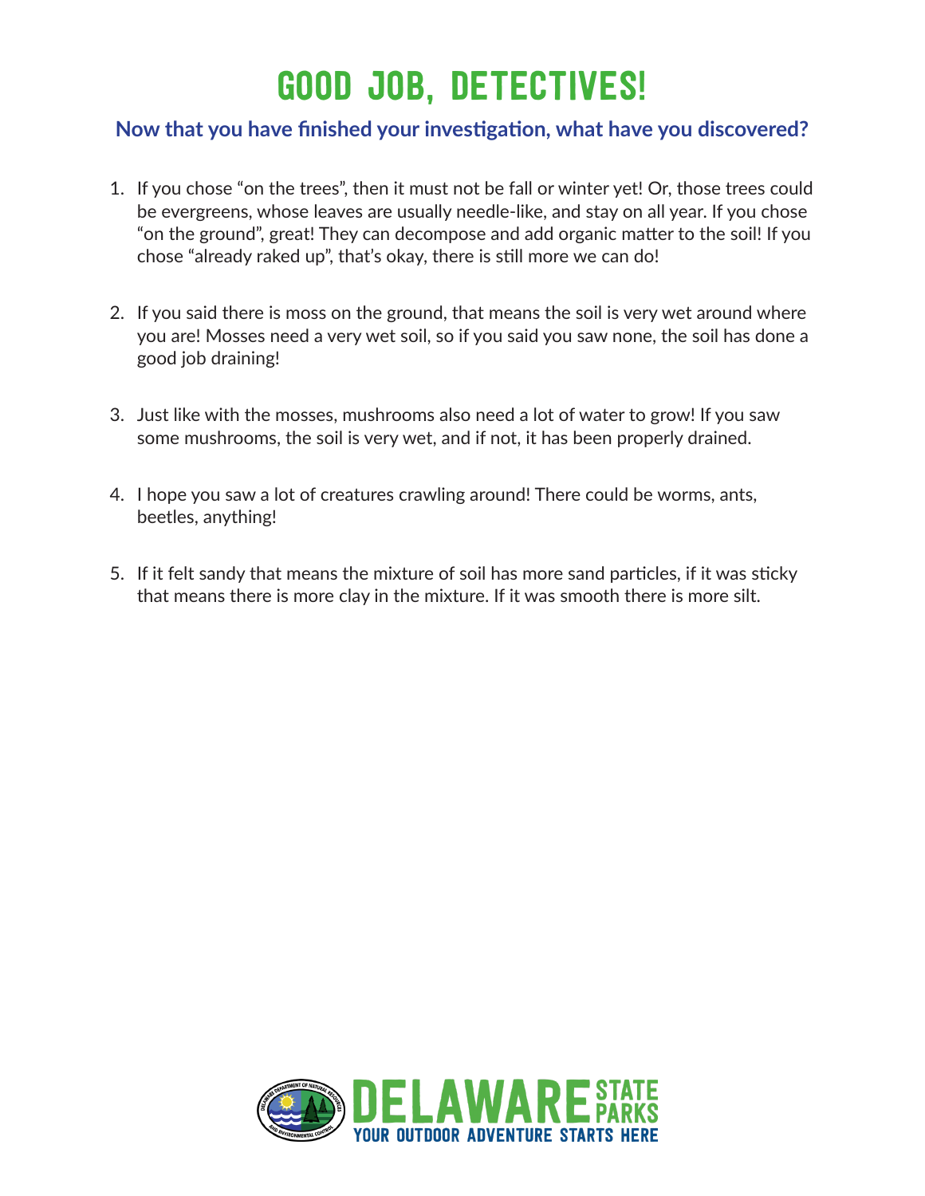# GOOD JOB, DETECTIVES!

**Now that you have finished your investigation, what have you discovered?**

1. If you chose “on the trees”, then it must not be fall or winter yet! Or, those trees could be evergreens, whose leaves are usually needle-like, and stay on all year. If you chose “on the ground”, great! They can decompose and add organic matter to the soil! If you chose “already raked up”, that’s okay, there is still more we can do!

2. If you said there is moss on the ground, that means the soil is very wet around where you are! Mosses need a very wet soil, so if you said you saw none, the soil has done a good job draining!

3. Just like with the mosses, mushrooms also need a lot of water to grow! If you saw some mushrooms, the soil is very wet, and if not, it has been properly drained.

4. I hope you saw a lot of creatures crawling around! There could be worms, ants, beetles, anything!

5. If it felt sandy that means the mixture of soil has more sand particles, if it was sticky that means there is more clay in the mixture. If it was smooth there is more silt.

DELAWARE STATE PARKS
YOUR OUTDOOR ADVENTURE STARTS HERE